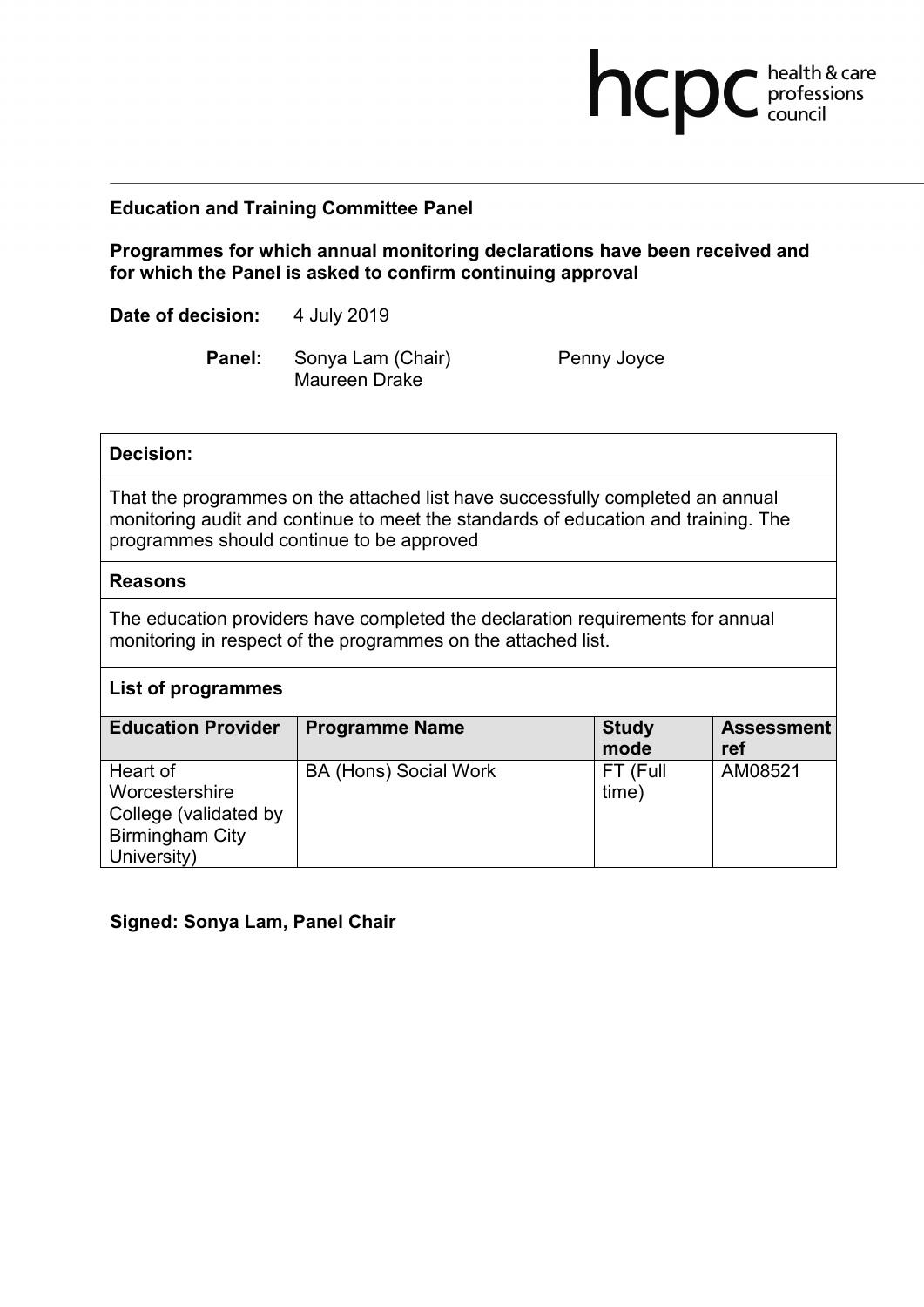**Education and Training Committee Panel**

**Programmes for which annual monitoring declarations have been received and for which the Panel is asked to confirm continuing approval**

**Date of decision:** 4 July 2019

**Panel:** Sonya Lam (Chair), Maureen Drake, Penny Joyce

| **Decision:** |
| --- |
| That the programmes on the attached list have successfully completed an annual monitoring audit and continue to meet the standards of education and training. The programmes should continue to be approved |
| **Reasons** |
| The education providers have completed the declaration requirements for annual monitoring in respect of the programmes on the attached list. |
| **List of programmes** |

| Education Provider | Programme Name | Study mode | Assessment ref |
| --- | --- | --- | --- |
| Heart of Worcestershire College (validated by Birmingham City University) | BA (Hons) Social Work | FT (Full time) | AM08521 |

**Signed: Sonya Lam, Panel Chair**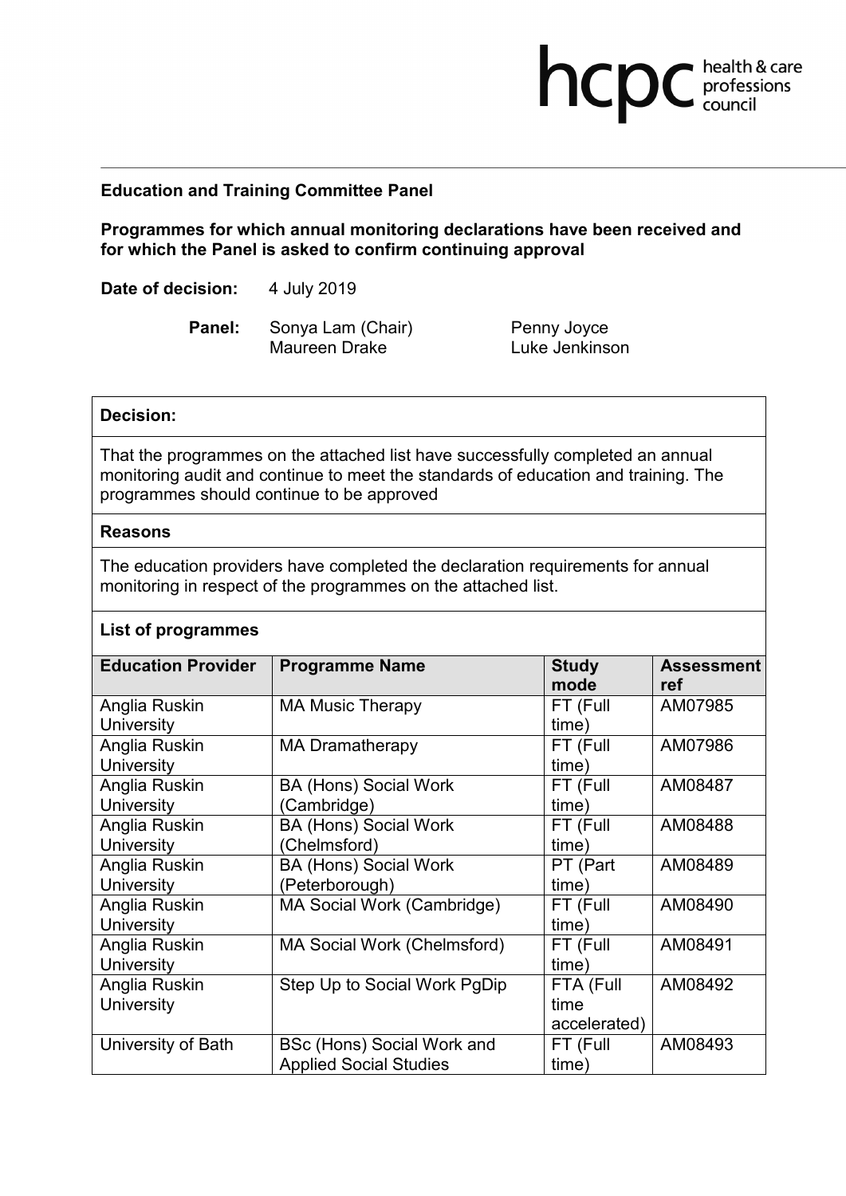**Education and Training Committee Panel**

**Programmes for which annual monitoring declarations have been received and for which the Panel is asked to confirm continuing approval**

**Date of decision:** 4 July 2019

**Panel:** Sonya Lam (Chair), Maureen Drake, Penny Joyce, Luke Jenkinson

**Decision:**

That the programmes on the attached list have successfully completed an annual monitoring audit and continue to meet the standards of education and training. The programmes should continue to be approved

**Reasons**

The education providers have completed the declaration requirements for annual monitoring in respect of the programmes on the attached list.

**List of programmes**

| Education Provider | Programme Name | Study mode | Assessment ref |
|---|---|---|---|
| Anglia Ruskin University | MA Music Therapy | FT (Full time) | AM07985 |
| Anglia Ruskin University | MA Dramatherapy | FT (Full time) | AM07986 |
| Anglia Ruskin University | BA (Hons) Social Work (Cambridge) | FT (Full time) | AM08487 |
| Anglia Ruskin University | BA (Hons) Social Work (Chelmsford) | FT (Full time) | AM08488 |
| Anglia Ruskin University | BA (Hons) Social Work (Peterborough) | PT (Part time) | AM08489 |
| Anglia Ruskin University | MA Social Work (Cambridge) | FT (Full time) | AM08490 |
| Anglia Ruskin University | MA Social Work (Chelmsford) | FT (Full time) | AM08491 |
| Anglia Ruskin University | Step Up to Social Work PgDip | FTA (Full time accelerated) | AM08492 |
| University of Bath | BSc (Hons) Social Work and Applied Social Studies | FT (Full time) | AM08493 |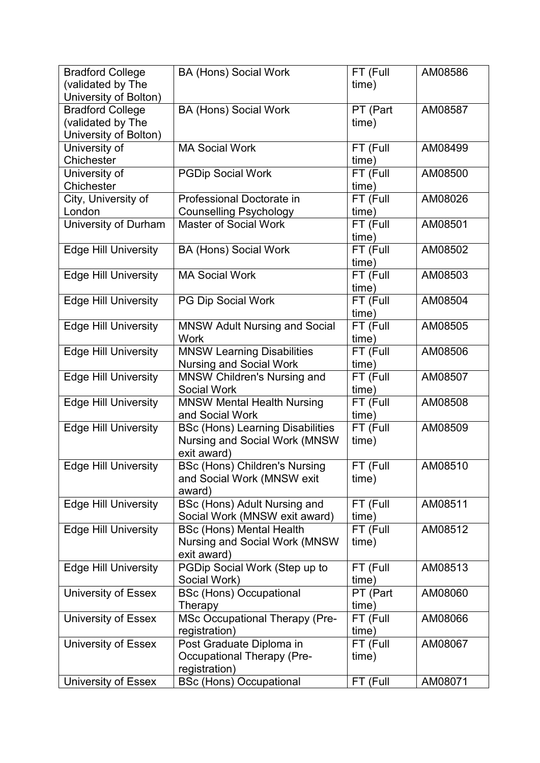| Bradford College (validated by The University of Bolton) | BA (Hons) Social Work | FT (Full time) | AM08586 |
|---|---|---|---|
| Bradford College (validated by The University of Bolton) | BA (Hons) Social Work | PT (Part time) | AM08587 |
| University of Chichester | MA Social Work | FT (Full time) | AM08499 |
| University of Chichester | PGDip Social Work | FT (Full time) | AM08500 |
| City, University of London | Professional Doctorate in Counselling Psychology | FT (Full time) | AM08026 |
| University of Durham | Master of Social Work | FT (Full time) | AM08501 |
| Edge Hill University | BA (Hons) Social Work | FT (Full time) | AM08502 |
| Edge Hill University | MA Social Work | FT (Full time) | AM08503 |
| Edge Hill University | PG Dip Social Work | FT (Full time) | AM08504 |
| Edge Hill University | MNSW Adult Nursing and Social Work | FT (Full time) | AM08505 |
| Edge Hill University | MNSW Learning Disabilities Nursing and Social Work | FT (Full time) | AM08506 |
| Edge Hill University | MNSW Children's Nursing and Social Work | FT (Full time) | AM08507 |
| Edge Hill University | MNSW Mental Health Nursing and Social Work | FT (Full time) | AM08508 |
| Edge Hill University | BSc (Hons) Learning Disabilities Nursing and Social Work (MNSW exit award) | FT (Full time) | AM08509 |
| Edge Hill University | BSc (Hons) Children's Nursing and Social Work (MNSW exit award) | FT (Full time) | AM08510 |
| Edge Hill University | BSc (Hons) Adult Nursing and Social Work (MNSW exit award) | FT (Full time) | AM08511 |
| Edge Hill University | BSc (Hons) Mental Health Nursing and Social Work (MNSW exit award) | FT (Full time) | AM08512 |
| Edge Hill University | PGDip Social Work (Step up to Social Work) | FT (Full time) | AM08513 |
| University of Essex | BSc (Hons) Occupational Therapy | PT (Part time) | AM08060 |
| University of Essex | MSc Occupational Therapy (Pre-registration) | FT (Full time) | AM08066 |
| University of Essex | Post Graduate Diploma in Occupational Therapy (Pre-registration) | FT (Full time) | AM08067 |
| University of Essex | BSc (Hons) Occupational | FT (Full | AM08071 |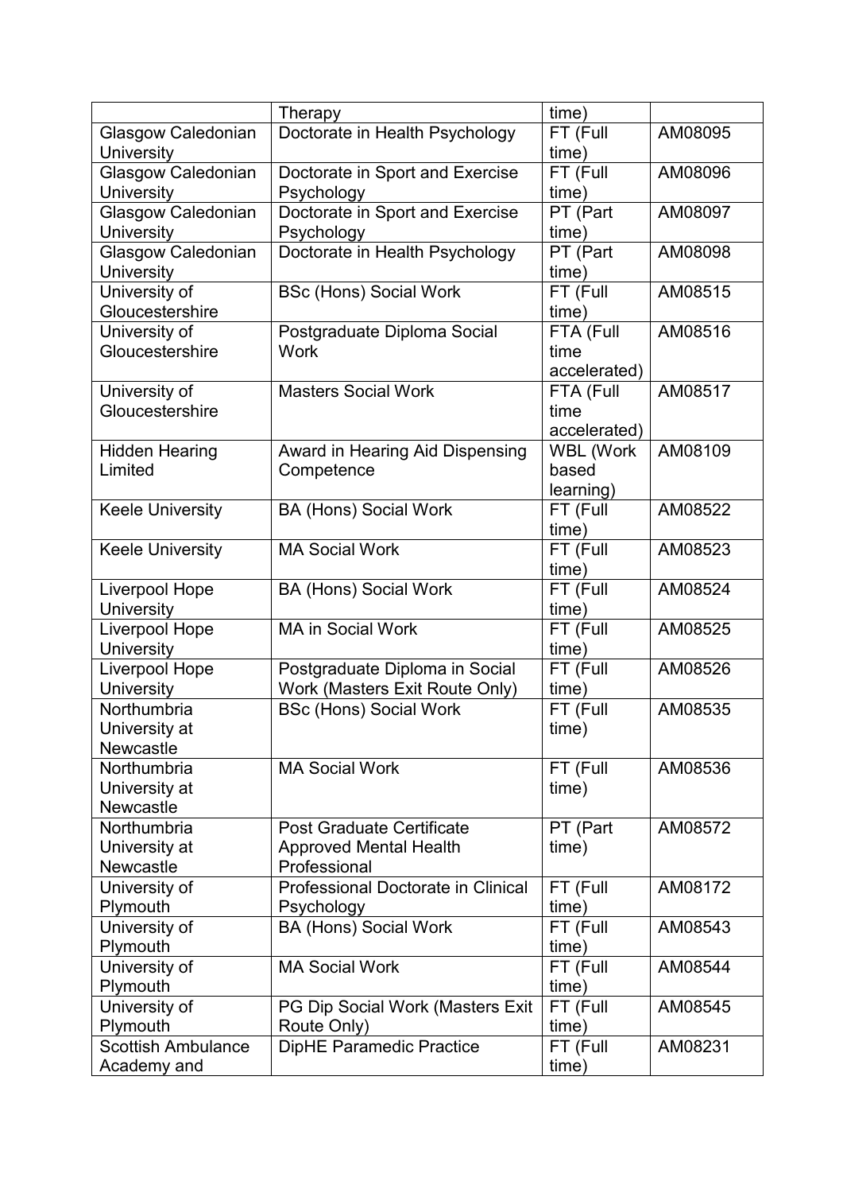| | Therapy | time) | |
|---|---|---|---|
| Glasgow Caledonian University | Doctorate in Health Psychology | FT (Full time) | AM08095 |
| Glasgow Caledonian University | Doctorate in Sport and Exercise Psychology | FT (Full time) | AM08096 |
| Glasgow Caledonian University | Doctorate in Sport and Exercise Psychology | PT (Part time) | AM08097 |
| Glasgow Caledonian University | Doctorate in Health Psychology | PT (Part time) | AM08098 |
| University of Gloucestershire | BSc (Hons) Social Work | FT (Full time) | AM08515 |
| University of Gloucestershire | Postgraduate Diploma Social Work | FTA (Full time accelerated) | AM08516 |
| University of Gloucestershire | Masters Social Work | FTA (Full time accelerated) | AM08517 |
| Hidden Hearing Limited | Award in Hearing Aid Dispensing Competence | WBL (Work based learning) | AM08109 |
| Keele University | BA (Hons) Social Work | FT (Full time) | AM08522 |
| Keele University | MA Social Work | FT (Full time) | AM08523 |
| Liverpool Hope University | BA (Hons) Social Work | FT (Full time) | AM08524 |
| Liverpool Hope University | MA in Social Work | FT (Full time) | AM08525 |
| Liverpool Hope University | Postgraduate Diploma in Social Work (Masters Exit Route Only) | FT (Full time) | AM08526 |
| Northumbria University at Newcastle | BSc (Hons) Social Work | FT (Full time) | AM08535 |
| Northumbria University at Newcastle | MA Social Work | FT (Full time) | AM08536 |
| Northumbria University at Newcastle | Post Graduate Certificate Approved Mental Health Professional | PT (Part time) | AM08572 |
| University of Plymouth | Professional Doctorate in Clinical Psychology | FT (Full time) | AM08172 |
| University of Plymouth | BA (Hons) Social Work | FT (Full time) | AM08543 |
| University of Plymouth | MA Social Work | FT (Full time) | AM08544 |
| University of Plymouth | PG Dip Social Work (Masters Exit Route Only) | FT (Full time) | AM08545 |
| Scottish Ambulance Academy and | DipHE Paramedic Practice | FT (Full time) | AM08231 |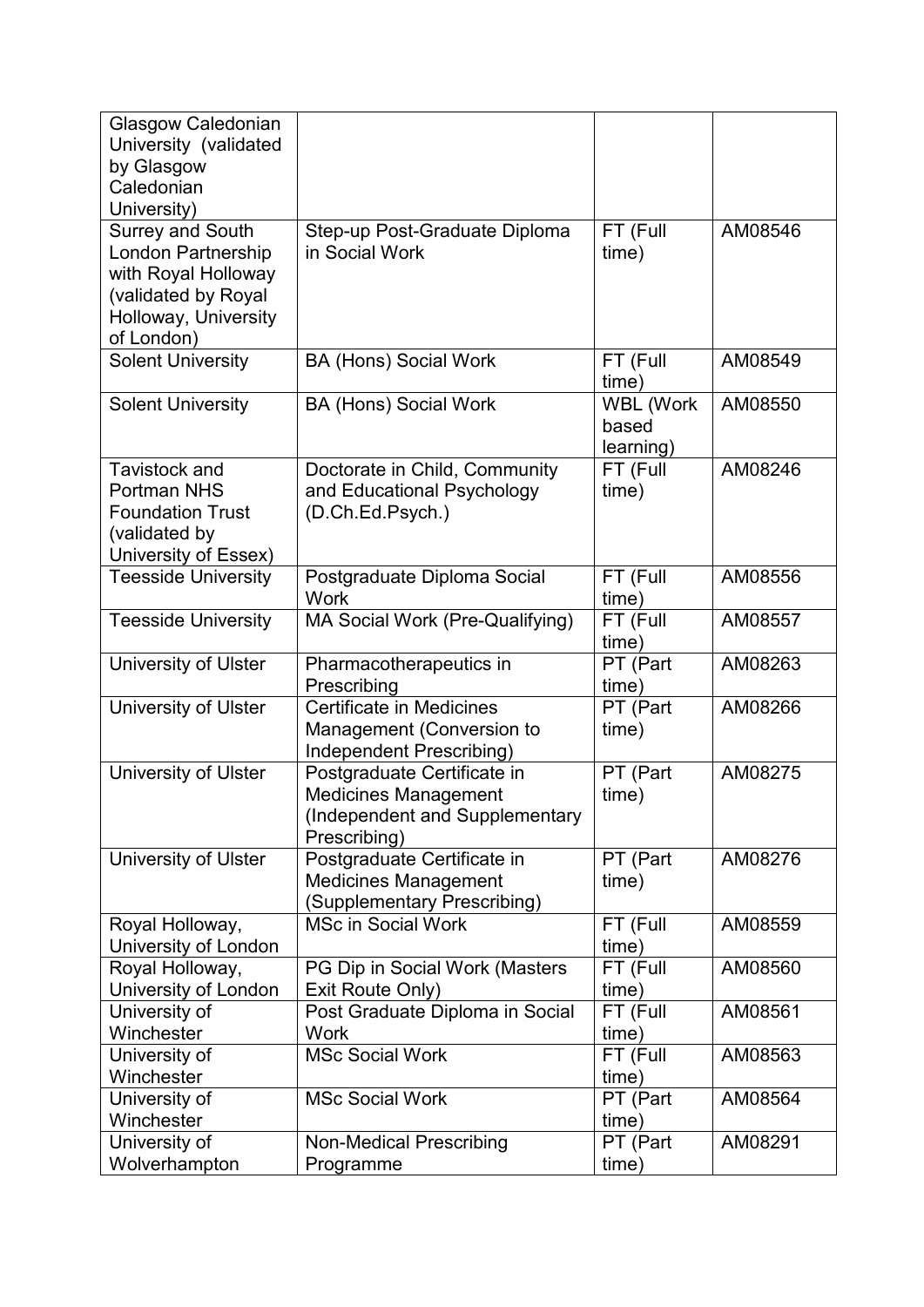| | | | |
|---|---|---|---|
| Glasgow Caledonian University (validated by Glasgow Caledonian University) | | | |
| Surrey and South London Partnership with Royal Holloway (validated by Royal Holloway, University of London) | Step-up Post-Graduate Diploma in Social Work | FT (Full time) | AM08546 |
| Solent University | BA (Hons) Social Work | FT (Full time) | AM08549 |
| Solent University | BA (Hons) Social Work | WBL (Work based learning) | AM08550 |
| Tavistock and Portman NHS Foundation Trust (validated by University of Essex) | Doctorate in Child, Community and Educational Psychology (D.Ch.Ed.Psych.) | FT (Full time) | AM08246 |
| Teesside University | Postgraduate Diploma Social Work | FT (Full time) | AM08556 |
| Teesside University | MA Social Work (Pre-Qualifying) | FT (Full time) | AM08557 |
| University of Ulster | Pharmacotherapeutics in Prescribing | PT (Part time) | AM08263 |
| University of Ulster | Certificate in Medicines Management (Conversion to Independent Prescribing) | PT (Part time) | AM08266 |
| University of Ulster | Postgraduate Certificate in Medicines Management (Independent and Supplementary Prescribing) | PT (Part time) | AM08275 |
| University of Ulster | Postgraduate Certificate in Medicines Management (Supplementary Prescribing) | PT (Part time) | AM08276 |
| Royal Holloway, University of London | MSc in Social Work | FT (Full time) | AM08559 |
| Royal Holloway, University of London | PG Dip in Social Work (Masters Exit Route Only) | FT (Full time) | AM08560 |
| University of Winchester | Post Graduate Diploma in Social Work | FT (Full time) | AM08561 |
| University of Winchester | MSc Social Work | FT (Full time) | AM08563 |
| University of Winchester | MSc Social Work | PT (Part time) | AM08564 |
| University of Wolverhampton | Non-Medical Prescribing Programme | PT (Part time) | AM08291 |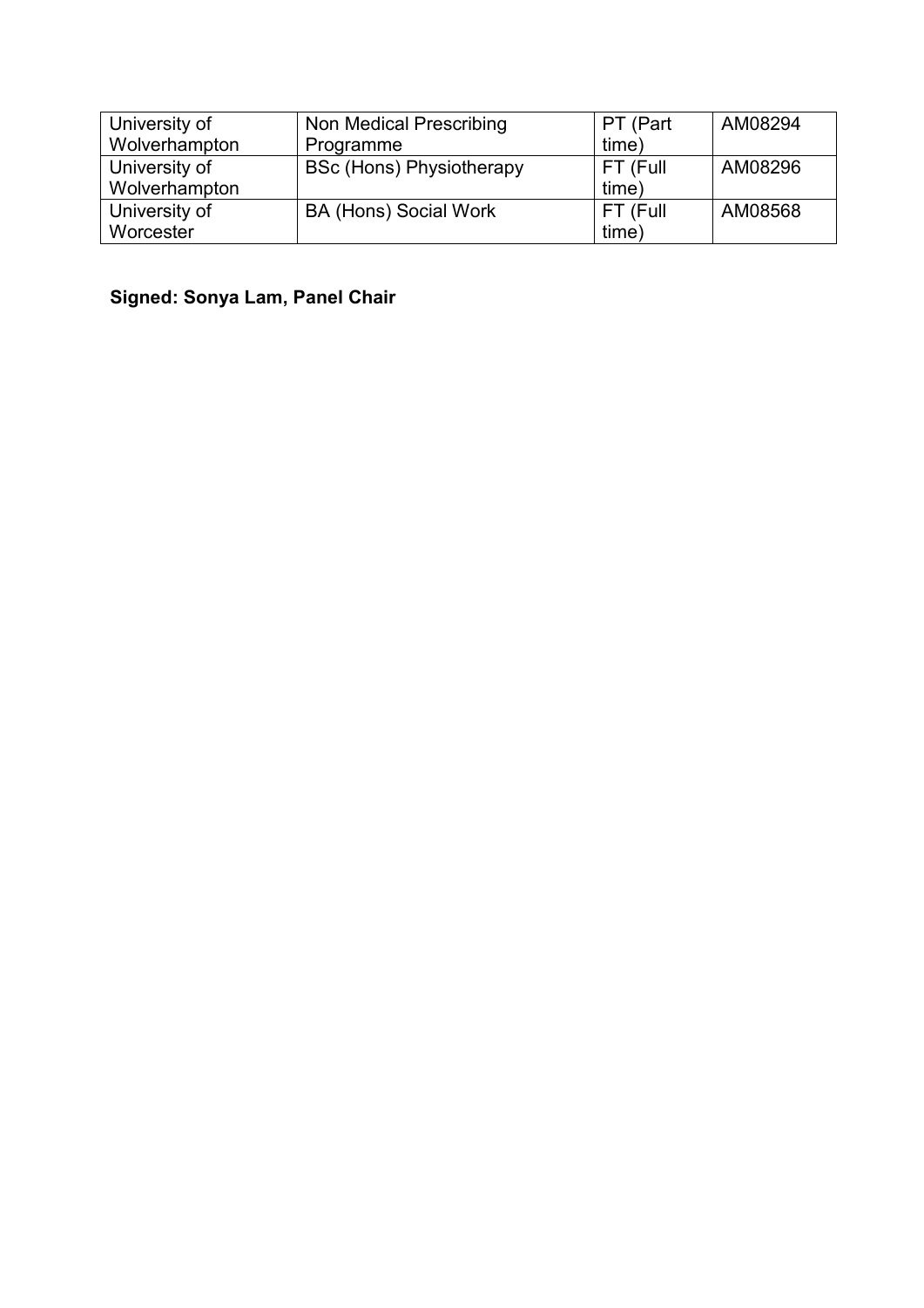| | | | |
|---|---|---|---|
| University of Wolverhampton | Non Medical Prescribing Programme | PT (Part time) | AM08294 |
| University of Wolverhampton | BSc (Hons) Physiotherapy | FT (Full time) | AM08296 |
| University of Worcester | BA (Hons) Social Work | FT (Full time) | AM08568 |

**Signed: Sonya Lam, Panel Chair**